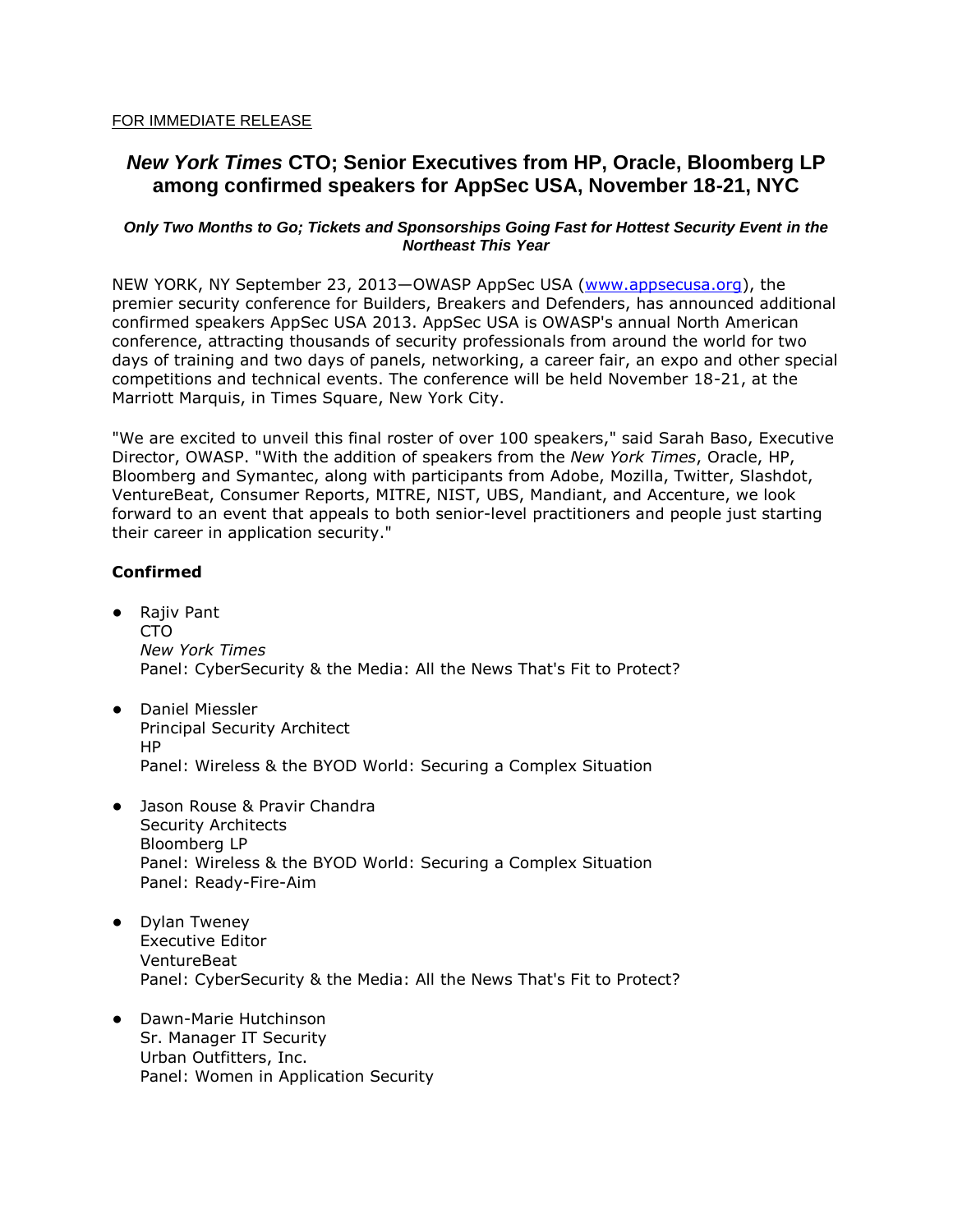FOR IMMEDIATE RELEASE

# *New York Times* CTO; Senior Executives from HP, Oracle, Bloomberg LP among confirmed speakers for AppSec USA, November 18-21, NYC

***Only Two Months to Go; Tickets and Sponsorships Going Fast for Hottest Security Event in the Northeast This Year***

NEW YORK, NY September 23, 2013—OWASP AppSec USA (www.appsecusa.org), the premier security conference for Builders, Breakers and Defenders, has announced additional confirmed speakers AppSec USA 2013. AppSec USA is OWASP's annual North American conference, attracting thousands of security professionals from around the world for two days of training and two days of panels, networking, a career fair, an expo and other special competitions and technical events. The conference will be held November 18-21, at the Marriott Marquis, in Times Square, New York City.

"We are excited to unveil this final roster of over 100 speakers," said Sarah Baso, Executive Director, OWASP. "With the addition of speakers from the *New York Times*, Oracle, HP, Bloomberg and Symantec, along with participants from Adobe, Mozilla, Twitter, Slashdot, VentureBeat, Consumer Reports, MITRE, NIST, UBS, Mandiant, and Accenture, we look forward to an event that appeals to both senior-level practitioners and people just starting their career in application security."

**Confirmed**

- Rajiv Pant  
  CTO  
  *New York Times*  
  Panel: CyberSecurity & the Media: All the News That's Fit to Protect?

- Daniel Miessler  
  Principal Security Architect  
  HP  
  Panel: Wireless & the BYOD World: Securing a Complex Situation

- Jason Rouse & Pravir Chandra  
  Security Architects  
  Bloomberg LP  
  Panel: Wireless & the BYOD World: Securing a Complex Situation  
  Panel: Ready-Fire-Aim

- Dylan Tweney  
  Executive Editor  
  VentureBeat  
  Panel: CyberSecurity & the Media: All the News That's Fit to Protect?

- Dawn-Marie Hutchinson  
  Sr. Manager IT Security  
  Urban Outfitters, Inc.  
  Panel: Women in Application Security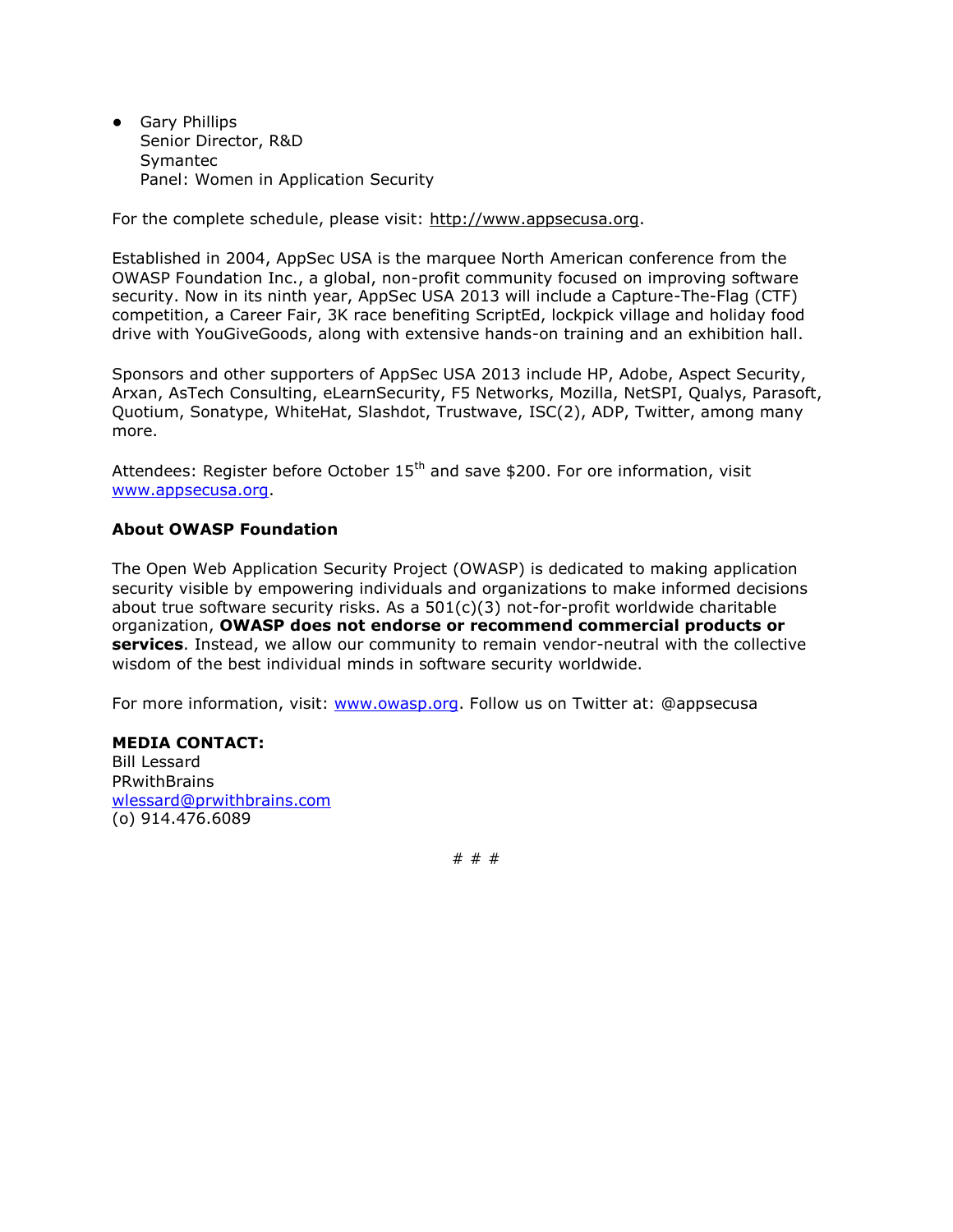- Gary Phillips
  Senior Director, R&D
  Symantec
  Panel: Women in Application Security

For the complete schedule, please visit: http://www.appsecusa.org.

Established in 2004, AppSec USA is the marquee North American conference from the OWASP Foundation Inc., a global, non-profit community focused on improving software security. Now in its ninth year, AppSec USA 2013 will include a Capture-The-Flag (CTF) competition, a Career Fair, 3K race benefiting ScriptEd, lockpick village and holiday food drive with YouGiveGoods, along with extensive hands-on training and an exhibition hall.

Sponsors and other supporters of AppSec USA 2013 include HP, Adobe, Aspect Security, Arxan, AsTech Consulting, eLearnSecurity, F5 Networks, Mozilla, NetSPI, Qualys, Parasoft, Quotium, Sonatype, WhiteHat, Slashdot, Trustwave, ISC(2), ADP, Twitter, among many more.

Attendees: Register before October 15th and save $200. For ore information, visit www.appsecusa.org.

**About OWASP Foundation**

The Open Web Application Security Project (OWASP) is dedicated to making application security visible by empowering individuals and organizations to make informed decisions about true software security risks. As a 501(c)(3) not-for-profit worldwide charitable organization, **OWASP does not endorse or recommend commercial products or services**. Instead, we allow our community to remain vendor-neutral with the collective wisdom of the best individual minds in software security worldwide.

For more information, visit: www.owasp.org. Follow us on Twitter at: @appsecusa

**MEDIA CONTACT:**
Bill Lessard
PRwithBrains
wlessard@prwithbrains.com
(o) 914.476.6089

# # #